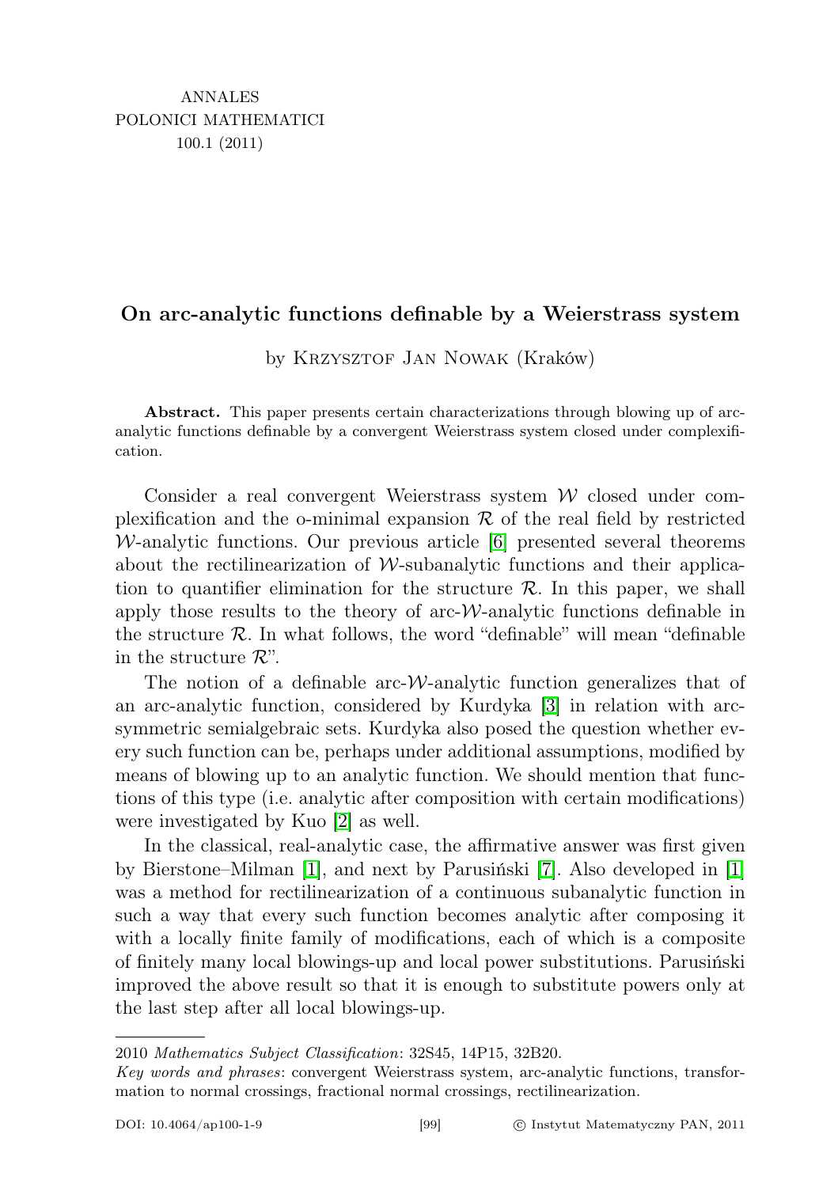# On arc-analytic functions definable by a Weierstrass system

by Krzysztof Jan Nowak (Kraków)

**Abstract.** This paper presents certain characterizations through blowing up of arc-analytic functions definable by a convergent Weierstrass system closed under complexification.

Consider a real convergent Weierstrass system $\mathcal{W}$ closed under complexification and the o-minimal expansion $\mathcal{R}$ of the real field by restricted $\mathcal{W}$-analytic functions. Our previous article [6] presented several theorems about the rectilinearization of $\mathcal{W}$-subanalytic functions and their application to quantifier elimination for the structure $\mathcal{R}$. In this paper, we shall apply those results to the theory of arc-$\mathcal{W}$-analytic functions definable in the structure $\mathcal{R}$. In what follows, the word "definable" will mean "definable in the structure $\mathcal{R}$".

The notion of a definable arc-$\mathcal{W}$-analytic function generalizes that of an arc-analytic function, considered by Kurdyka [3] in relation with arc-symmetric semialgebraic sets. Kurdyka also posed the question whether every such function can be, perhaps under additional assumptions, modified by means of blowing up to an analytic function. We should mention that functions of this type (i.e. analytic after composition with certain modifications) were investigated by Kuo [2] as well.

In the classical, real-analytic case, the affirmative answer was first given by Bierstone–Milman [1], and next by Parusiński [7]. Also developed in [1] was a method for rectilinearization of a continuous subanalytic function in such a way that every such function becomes analytic after composing it with a locally finite family of modifications, each of which is a composite of finitely many local blowings-up and local power substitutions. Parusiński improved the above result so that it is enough to substitute powers only at the last step after all local blowings-up.

---

2010 *Mathematics Subject Classification*: 32S45, 14P15, 32B20.

*Key words and phrases*: convergent Weierstrass system, arc-analytic functions, transformation to normal crossings, fractional normal crossings, rectilinearization.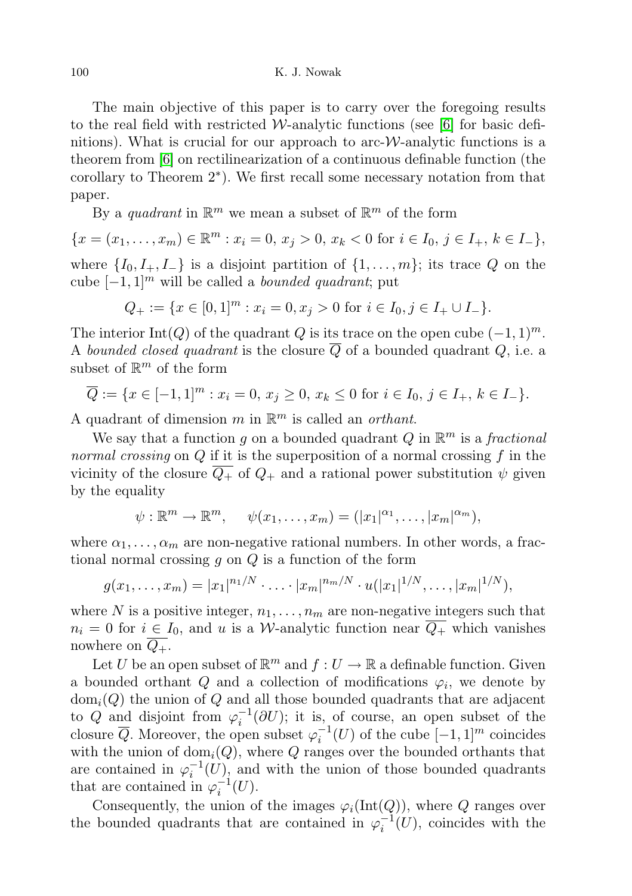The main objective of this paper is to carry over the foregoing results to the real field with restricted $\mathcal{W}$-analytic functions (see [6] for basic definitions). What is crucial for our approach to arc-$\mathcal{W}$-analytic functions is a theorem from [6] on rectilinearization of a continuous definable function (the corollary to Theorem $2^*$). We first recall some necessary notation from that paper.

By a *quadrant* in $\mathbb{R}^m$ we mean a subset of $\mathbb{R}^m$ of the form

$$\{x = (x_1, \ldots, x_m) \in \mathbb{R}^m : x_i = 0,\ x_j > 0,\ x_k < 0 \text{ for } i \in I_0,\ j \in I_+,\ k \in I_-\},$$

where $\{I_0, I_+, I_-\}$ is a disjoint partition of $\{1, \ldots, m\}$; its trace $Q$ on the cube $[-1,1]^m$ will be called a *bounded quadrant*; put

$$Q_+ := \{x \in [0,1]^m : x_i = 0, x_j > 0 \text{ for } i \in I_0, j \in I_+ \cup I_-\}.$$

The interior $\mathrm{Int}(Q)$ of the quadrant $Q$ is its trace on the open cube $(-1,1)^m$. A *bounded closed quadrant* is the closure $\overline{Q}$ of a bounded quadrant $Q$, i.e. a subset of $\mathbb{R}^m$ of the form

$$\overline{Q} := \{x \in [-1,1]^m : x_i = 0,\ x_j \geq 0,\ x_k \leq 0 \text{ for } i \in I_0,\ j \in I_+,\ k \in I_-\}.$$

A quadrant of dimension $m$ in $\mathbb{R}^m$ is called an *orthant*.

We say that a function $g$ on a bounded quadrant $Q$ in $\mathbb{R}^m$ is a *fractional normal crossing* on $Q$ if it is the superposition of a normal crossing $f$ in the vicinity of the closure $\overline{Q_+}$ of $Q_+$ and a rational power substitution $\psi$ given by the equality

$$\psi : \mathbb{R}^m \to \mathbb{R}^m, \qquad \psi(x_1, \ldots, x_m) = (|x_1|^{\alpha_1}, \ldots, |x_m|^{\alpha_m}),$$

where $\alpha_1, \ldots, \alpha_m$ are non-negative rational numbers. In other words, a fractional normal crossing $g$ on $Q$ is a function of the form

$$g(x_1, \ldots, x_m) = |x_1|^{n_1/N} \cdot \ldots \cdot |x_m|^{n_m/N} \cdot u(|x_1|^{1/N}, \ldots, |x_m|^{1/N}),$$

where $N$ is a positive integer, $n_1, \ldots, n_m$ are non-negative integers such that $n_i = 0$ for $i \in I_0$, and $u$ is a $\mathcal{W}$-analytic function near $\overline{Q_+}$ which vanishes nowhere on $\overline{Q_+}$.

Let $U$ be an open subset of $\mathbb{R}^m$ and $f : U \to \mathbb{R}$ a definable function. Given a bounded orthant $Q$ and a collection of modifications $\varphi_i$, we denote by $\mathrm{dom}_i(Q)$ the union of $Q$ and all those bounded quadrants that are adjacent to $Q$ and disjoint from $\varphi_i^{-1}(\partial U)$; it is, of course, an open subset of the closure $\overline{Q}$. Moreover, the open subset $\varphi_i^{-1}(U)$ of the cube $[-1,1]^m$ coincides with the union of $\mathrm{dom}_i(Q)$, where $Q$ ranges over the bounded orthants that are contained in $\varphi_i^{-1}(U)$, and with the union of those bounded quadrants that are contained in $\varphi_i^{-1}(U)$.

Consequently, the union of the images $\varphi_i(\mathrm{Int}(Q))$, where $Q$ ranges over the bounded quadrants that are contained in $\varphi_i^{-1}(U)$, coincides with the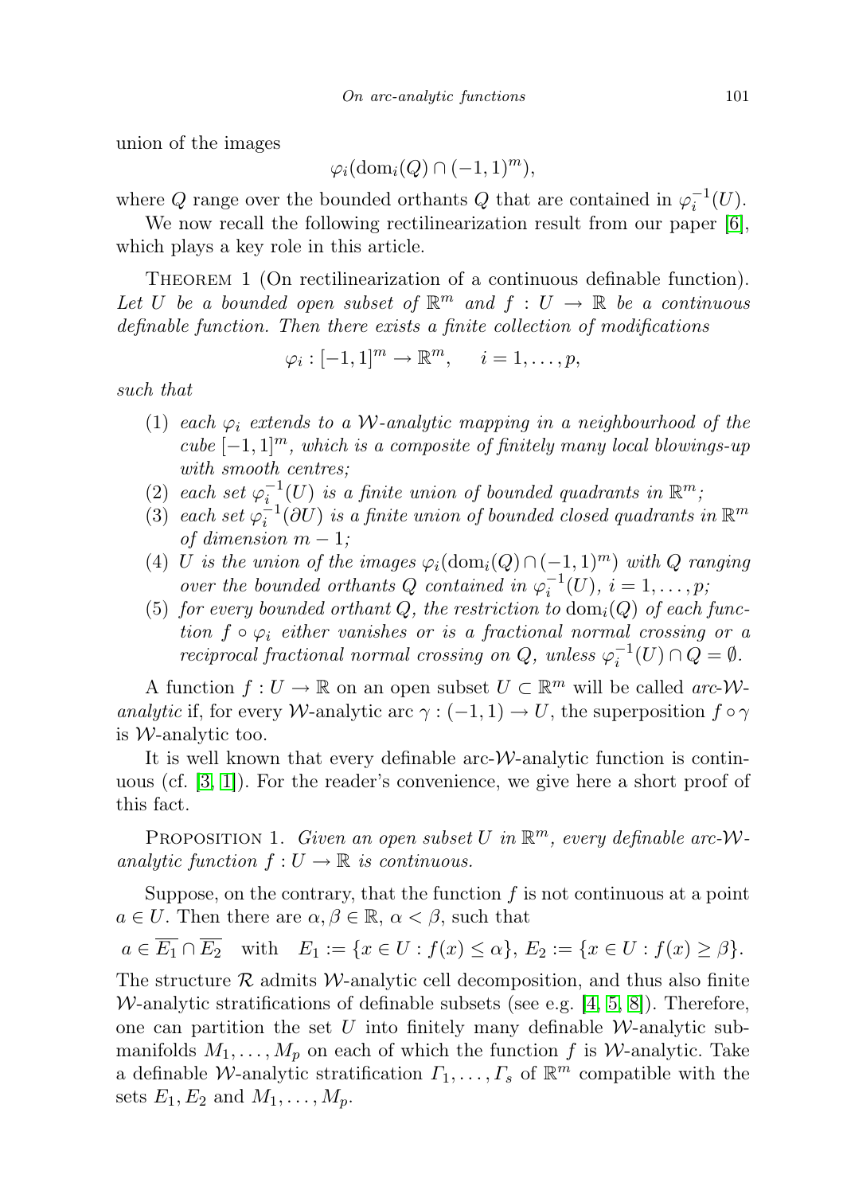union of the images

$$\varphi_i(\mathrm{dom}_i(Q) \cap (-1,1)^m),$$

where $Q$ range over the bounded orthants $Q$ that are contained in $\varphi_i^{-1}(U)$.

We now recall the following rectilinearization result from our paper [6], which plays a key role in this article.

Theorem 1 (On rectilinearization of a continuous definable function). *Let $U$ be a bounded open subset of $\mathbb{R}^m$ and $f : U \to \mathbb{R}$ be a continuous definable function. Then there exists a finite collection of modifications*

$$\varphi_i : [-1,1]^m \to \mathbb{R}^m, \quad i = 1, \ldots, p,$$

*such that*

1. *each $\varphi_i$ extends to a $\mathcal{W}$-analytic mapping in a neighbourhood of the cube $[-1,1]^m$, which is a composite of finitely many local blowings-up with smooth centres;*
2. *each set $\varphi_i^{-1}(U)$ is a finite union of bounded quadrants in $\mathbb{R}^m$;*
3. *each set $\varphi_i^{-1}(\partial U)$ is a finite union of bounded closed quadrants in $\mathbb{R}^m$ of dimension $m-1$;*
4. *$U$ is the union of the images $\varphi_i(\mathrm{dom}_i(Q) \cap (-1,1)^m)$ with $Q$ ranging over the bounded orthants $Q$ contained in $\varphi_i^{-1}(U)$, $i = 1, \ldots, p$;*
5. *for every bounded orthant $Q$, the restriction to $\mathrm{dom}_i(Q)$ of each function $f \circ \varphi_i$ either vanishes or is a fractional normal crossing or a reciprocal fractional normal crossing on $Q$, unless $\varphi_i^{-1}(U) \cap Q = \emptyset$.*

A function $f : U \to \mathbb{R}$ on an open subset $U \subset \mathbb{R}^m$ will be called *arc-$\mathcal{W}$-analytic* if, for every $\mathcal{W}$-analytic arc $\gamma : (-1,1) \to U$, the superposition $f \circ \gamma$ is $\mathcal{W}$-analytic too.

It is well known that every definable arc-$\mathcal{W}$-analytic function is continuous (cf. [3, 1]). For the reader's convenience, we give here a short proof of this fact.

Proposition 1. *Given an open subset $U$ in $\mathbb{R}^m$, every definable arc-$\mathcal{W}$-analytic function $f : U \to \mathbb{R}$ is continuous.*

Suppose, on the contrary, that the function $f$ is not continuous at a point $a \in U$. Then there are $\alpha, \beta \in \mathbb{R}$, $\alpha < \beta$, such that

$$a \in \overline{E_1} \cap \overline{E_2} \quad \text{with} \quad E_1 := \{x \in U : f(x) \leq \alpha\},\ E_2 := \{x \in U : f(x) \geq \beta\}.$$

The structure $\mathcal{R}$ admits $\mathcal{W}$-analytic cell decomposition, and thus also finite $\mathcal{W}$-analytic stratifications of definable subsets (see e.g. [4, 5, 8]). Therefore, one can partition the set $U$ into finitely many definable $\mathcal{W}$-analytic submanifolds $M_1, \ldots, M_p$ on each of which the function $f$ is $\mathcal{W}$-analytic. Take a definable $\mathcal{W}$-analytic stratification $\Gamma_1, \ldots, \Gamma_s$ of $\mathbb{R}^m$ compatible with the sets $E_1, E_2$ and $M_1, \ldots, M_p$.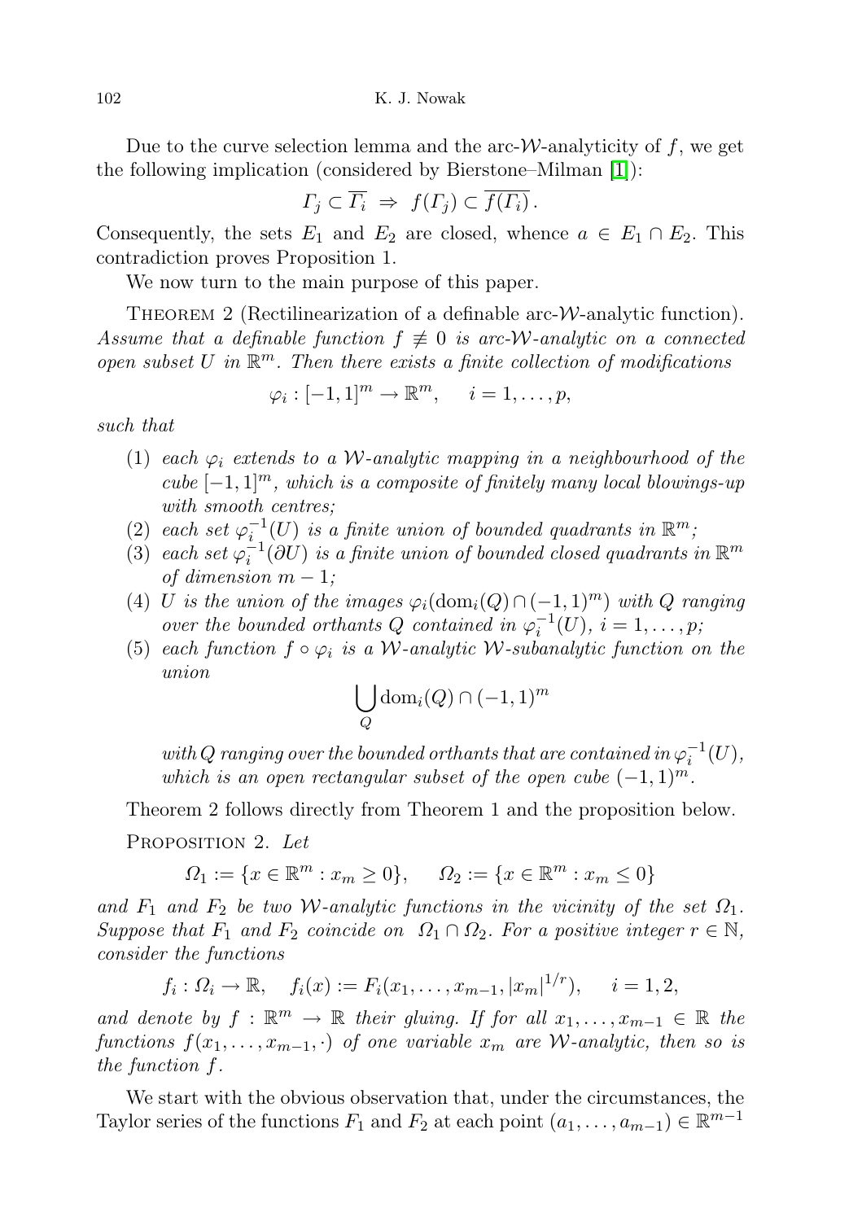Due to the curve selection lemma and the arc-$\mathcal{W}$-analyticity of $f$, we get the following implication (considered by Bierstone–Milman [1]):

$$\Gamma_j \subset \overline{\Gamma_i} \;\Rightarrow\; f(\Gamma_j) \subset \overline{f(\Gamma_i)}\,.$$

Consequently, the sets $E_1$ and $E_2$ are closed, whence $a \in E_1 \cap E_2$. This contradiction proves Proposition 1.

We now turn to the main purpose of this paper.

THEOREM 2 (Rectilinearization of a definable arc-$\mathcal{W}$-analytic function). *Assume that a definable function $f \not\equiv 0$ is arc-$\mathcal{W}$-analytic on a connected open subset $U$ in $\mathbb{R}^m$. Then there exists a finite collection of modifications*

$$\varphi_i : [-1,1]^m \to \mathbb{R}^m, \qquad i = 1, \ldots, p,$$

*such that*

1. *each $\varphi_i$ extends to a $\mathcal{W}$-analytic mapping in a neighbourhood of the cube $[-1,1]^m$, which is a composite of finitely many local blowings-up with smooth centres;*
2. *each set $\varphi_i^{-1}(U)$ is a finite union of bounded quadrants in $\mathbb{R}^m$;*
3. *each set $\varphi_i^{-1}(\partial U)$ is a finite union of bounded closed quadrants in $\mathbb{R}^m$ of dimension $m-1$;*
4. *$U$ is the union of the images $\varphi_i(\mathrm{dom}_i(Q) \cap (-1,1)^m)$ with $Q$ ranging over the bounded orthants $Q$ contained in $\varphi_i^{-1}(U)$, $i = 1, \ldots, p$;*
5. *each function $f \circ \varphi_i$ is a $\mathcal{W}$-analytic $\mathcal{W}$-subanalytic function on the union*

$$\bigcup_{Q} \mathrm{dom}_i(Q) \cap (-1,1)^m$$

*with $Q$ ranging over the bounded orthants that are contained in $\varphi_i^{-1}(U)$, which is an open rectangular subset of the open cube $(-1,1)^m$.*

Theorem 2 follows directly from Theorem 1 and the proposition below.

PROPOSITION 2. *Let*

$$\Omega_1 := \{x \in \mathbb{R}^m : x_m \geq 0\}, \qquad \Omega_2 := \{x \in \mathbb{R}^m : x_m \leq 0\}$$

*and $F_1$ and $F_2$ be two $\mathcal{W}$-analytic functions in the vicinity of the set $\Omega_1$. Suppose that $F_1$ and $F_2$ coincide on $\Omega_1 \cap \Omega_2$. For a positive integer $r \in \mathbb{N}$, consider the functions*

$$f_i : \Omega_i \to \mathbb{R}, \quad f_i(x) := F_i(x_1, \ldots, x_{m-1}, |x_m|^{1/r}), \qquad i = 1, 2,$$

*and denote by $f : \mathbb{R}^m \to \mathbb{R}$ their gluing. If for all $x_1, \ldots, x_{m-1} \in \mathbb{R}$ the functions $f(x_1, \ldots, x_{m-1}, \cdot)$ of one variable $x_m$ are $\mathcal{W}$-analytic, then so is the function $f$.*

We start with the obvious observation that, under the circumstances, the Taylor series of the functions $F_1$ and $F_2$ at each point $(a_1, \ldots, a_{m-1}) \in \mathbb{R}^{m-1}$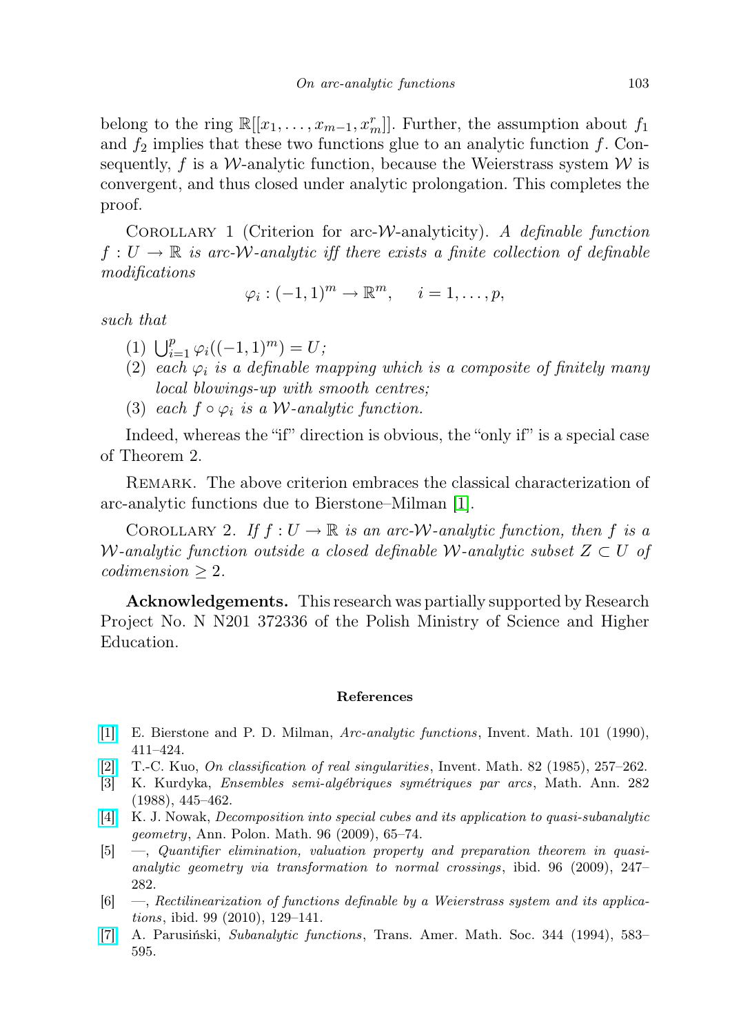belong to the ring $\mathbb{R}[[x_1, \dots, x_{m-1}, x_m^r]]$. Further, the assumption about $f_1$ and $f_2$ implies that these two functions glue to an analytic function $f$. Consequently, $f$ is a $\mathcal{W}$-analytic function, because the Weierstrass system $\mathcal{W}$ is convergent, and thus closed under analytic prolongation. This completes the proof.

Corollary 1 (Criterion for arc-$\mathcal{W}$-analyticity). *A definable function $f : U \to \mathbb{R}$ is arc-$\mathcal{W}$-analytic iff there exists a finite collection of definable modifications*

$$\varphi_i : (-1, 1)^m \to \mathbb{R}^m, \quad i = 1, \dots, p,$$

*such that*

1. $\bigcup_{i=1}^p \varphi_i((-1, 1)^m) = U$;
2. *each $\varphi_i$ is a definable mapping which is a composite of finitely many local blowings-up with smooth centres;*
3. *each $f \circ \varphi_i$ is a $\mathcal{W}$-analytic function.*

Indeed, whereas the "if" direction is obvious, the "only if" is a special case of Theorem 2.

Remark. The above criterion embraces the classical characterization of arc-analytic functions due to Bierstone–Milman [1].

Corollary 2. *If $f : U \to \mathbb{R}$ is an arc-$\mathcal{W}$-analytic function, then $f$ is a $\mathcal{W}$-analytic function outside a closed definable $\mathcal{W}$-analytic subset $Z \subset U$ of codimension $\geq 2$.*

**Acknowledgements.** This research was partially supported by Research Project No. N N201 372336 of the Polish Ministry of Science and Higher Education.

## References

[1] E. Bierstone and P. D. Milman, *Arc-analytic functions*, Invent. Math. 101 (1990), 411–424.

[2] T.-C. Kuo, *On classification of real singularities*, Invent. Math. 82 (1985), 257–262.

[3] K. Kurdyka, *Ensembles semi-algébriques symétriques par arcs*, Math. Ann. 282 (1988), 445–462.

[4] K. J. Nowak, *Decomposition into special cubes and its application to quasi-subanalytic geometry*, Ann. Polon. Math. 96 (2009), 65–74.

[5] —, *Quantifier elimination, valuation property and preparation theorem in quasi-analytic geometry via transformation to normal crossings*, ibid. 96 (2009), 247–282.

[6] —, *Rectilinearization of functions definable by a Weierstrass system and its applications*, ibid. 99 (2010), 129–141.

[7] A. Parusiński, *Subanalytic functions*, Trans. Amer. Math. Soc. 344 (1994), 583–595.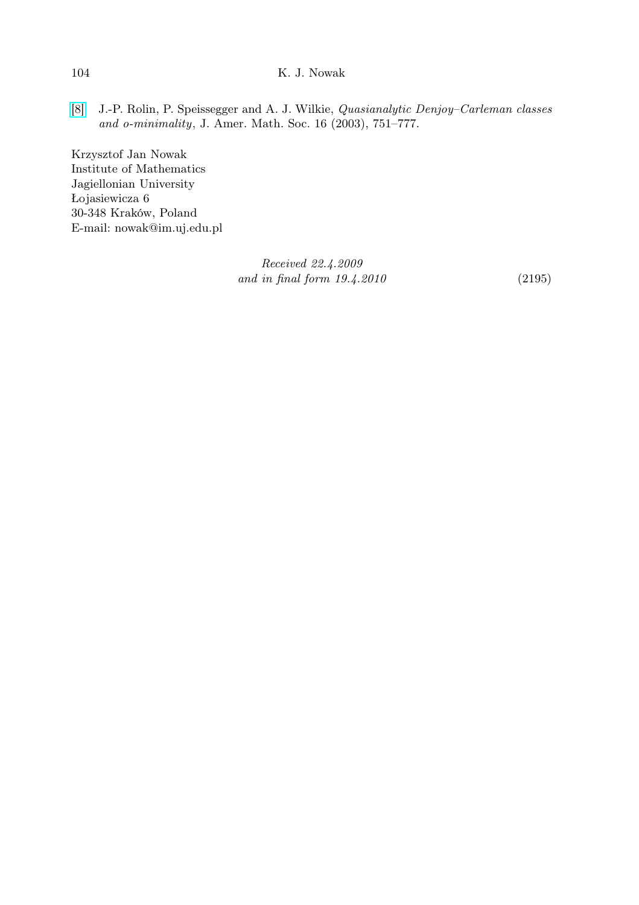[8] J.-P. Rolin, P. Speissegger and A. J. Wilkie, *Quasianalytic Denjoy–Carleman classes and o-minimality*, J. Amer. Math. Soc. 16 (2003), 751–777.

Krzysztof Jan Nowak
Institute of Mathematics
Jagiellonian University
Łojasiewicza 6
30-348 Kraków, Poland
E-mail: nowak@im.uj.edu.pl

*Received 22.4.2009*
*and in final form 19.4.2010* (2195)